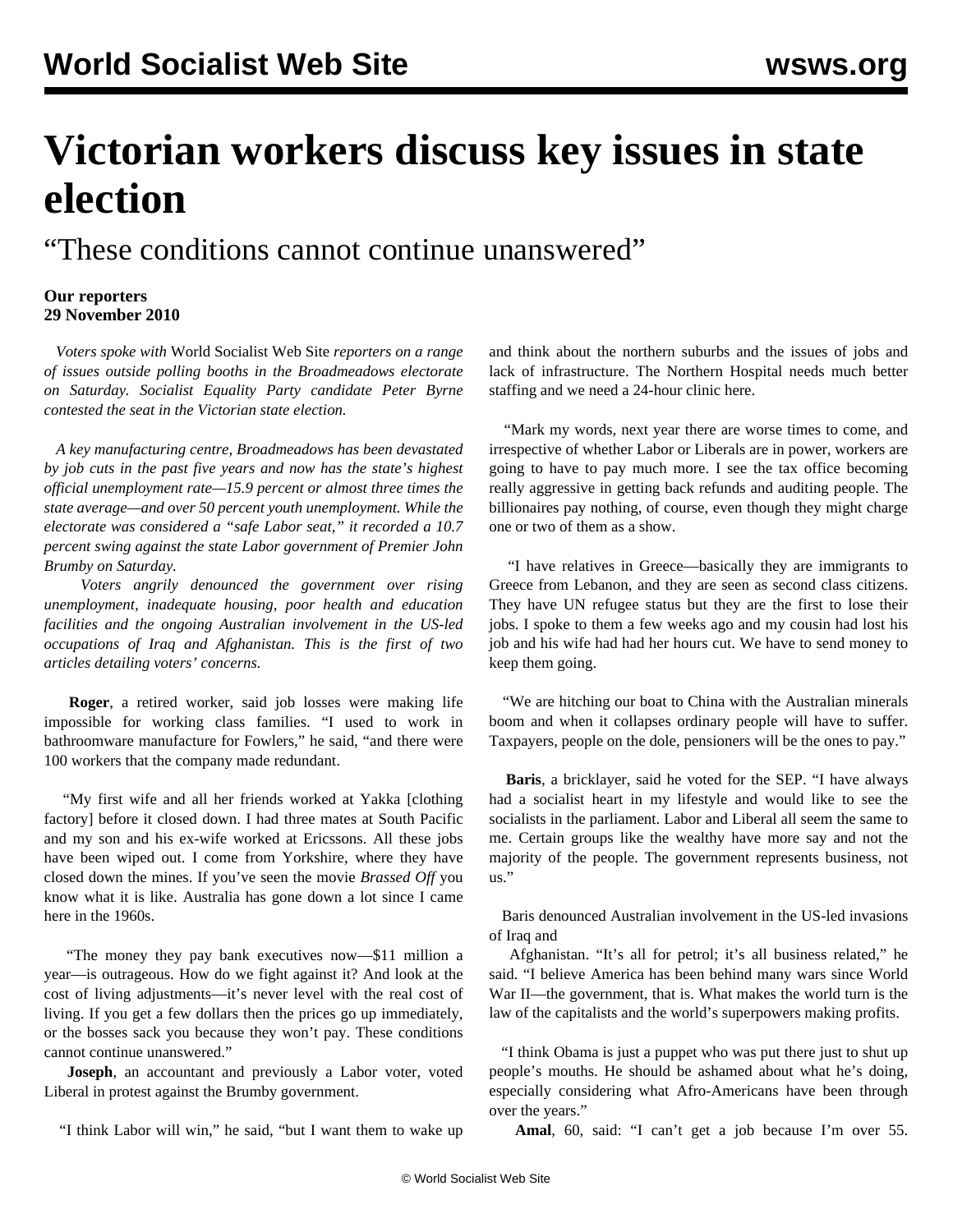# Victorian workers discuss key issues in state election

## "These conditions cannot continue unanswered"

**Our reporters**
**29 November 2010**

*Voters spoke with* World Socialist Web Site *reporters on a range of issues outside polling booths in the Broadmeadows electorate on Saturday. Socialist Equality Party candidate Peter Byrne contested the seat in the Victorian state election.*

*A key manufacturing centre, Broadmeadows has been devastated by job cuts in the past five years and now has the state's highest official unemployment rate—15.9 percent or almost three times the state average—and over 50 percent youth unemployment. While the electorate was considered a "safe Labor seat," it recorded a 10.7 percent swing against the state Labor government of Premier John Brumby on Saturday.*

*Voters angrily denounced the government over rising unemployment, inadequate housing, poor health and education facilities and the ongoing Australian involvement in the US-led occupations of Iraq and Afghanistan. This is the first of two articles detailing voters' concerns.*

**Roger**, a retired worker, said job losses were making life impossible for working class families. "I used to work in bathroomware manufacture for Fowlers," he said, "and there were 100 workers that the company made redundant.

"My first wife and all her friends worked at Yakka [clothing factory] before it closed down. I had three mates at South Pacific and my son and his ex-wife worked at Ericssons. All these jobs have been wiped out. I come from Yorkshire, where they have closed down the mines. If you've seen the movie *Brassed Off* you know what it is like. Australia has gone down a lot since I came here in the 1960s.

"The money they pay bank executives now—$11 million a year—is outrageous. How do we fight against it? And look at the cost of living adjustments—it's never level with the real cost of living. If you get a few dollars then the prices go up immediately, or the bosses sack you because they won't pay. These conditions cannot continue unanswered."

**Joseph**, an accountant and previously a Labor voter, voted Liberal in protest against the Brumby government.

"I think Labor will win," he said, "but I want them to wake up and think about the northern suburbs and the issues of jobs and lack of infrastructure. The Northern Hospital needs much better staffing and we need a 24-hour clinic here.

"Mark my words, next year there are worse times to come, and irrespective of whether Labor or Liberals are in power, workers are going to have to pay much more. I see the tax office becoming really aggressive in getting back refunds and auditing people. The billionaires pay nothing, of course, even though they might charge one or two of them as a show.

"I have relatives in Greece—basically they are immigrants to Greece from Lebanon, and they are seen as second class citizens. They have UN refugee status but they are the first to lose their jobs. I spoke to them a few weeks ago and my cousin had lost his job and his wife had had her hours cut. We have to send money to keep them going.

"We are hitching our boat to China with the Australian minerals boom and when it collapses ordinary people will have to suffer. Taxpayers, people on the dole, pensioners will be the ones to pay."

**Baris**, a bricklayer, said he voted for the SEP. "I have always had a socialist heart in my lifestyle and would like to see the socialists in the parliament. Labor and Liberal all seem the same to me. Certain groups like the wealthy have more say and not the majority of the people. The government represents business, not us."

Baris denounced Australian involvement in the US-led invasions of Iraq and Afghanistan. "It's all for petrol; it's all business related," he said. "I believe America has been behind many wars since World War II—the government, that is. What makes the world turn is the law of the capitalists and the world's superpowers making profits.

"I think Obama is just a puppet who was put there just to shut up people's mouths. He should be ashamed about what he's doing, especially considering what Afro-Americans have been through over the years."

**Amal**, 60, said: "I can't get a job because I'm over 55.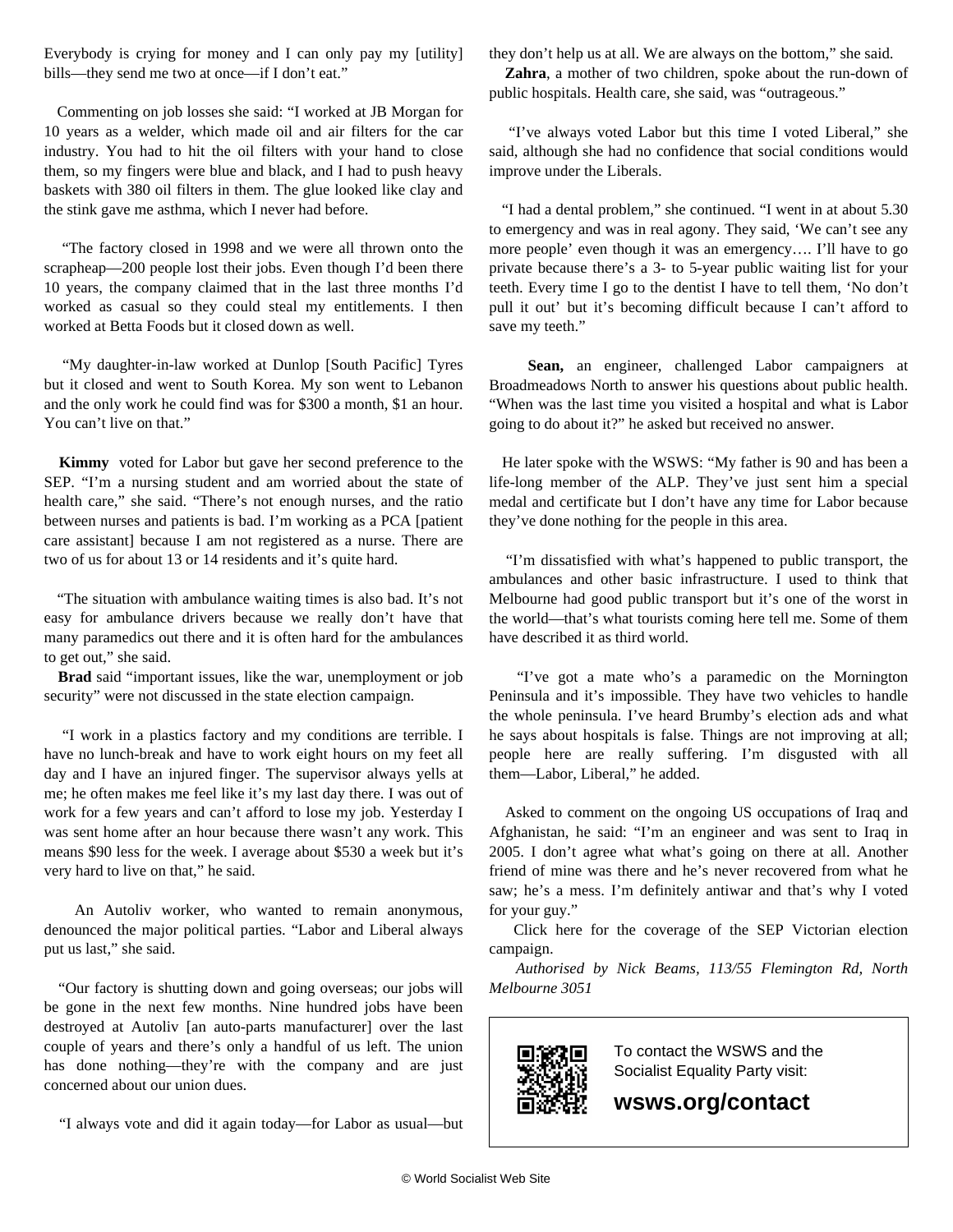Everybody is crying for money and I can only pay my [utility] bills—they send me two at once—if I don't eat."

Commenting on job losses she said: "I worked at JB Morgan for 10 years as a welder, which made oil and air filters for the car industry. You had to hit the oil filters with your hand to close them, so my fingers were blue and black, and I had to push heavy baskets with 380 oil filters in them. The glue looked like clay and the stink gave me asthma, which I never had before.

"The factory closed in 1998 and we were all thrown onto the scrapheap—200 people lost their jobs. Even though I'd been there 10 years, the company claimed that in the last three months I'd worked as casual so they could steal my entitlements. I then worked at Betta Foods but it closed down as well.

"My daughter-in-law worked at Dunlop [South Pacific] Tyres but it closed and went to South Korea. My son went to Lebanon and the only work he could find was for $300 a month, $1 an hour. You can't live on that."

**Kimmy** voted for Labor but gave her second preference to the SEP. "I'm a nursing student and am worried about the state of health care," she said. "There's not enough nurses, and the ratio between nurses and patients is bad. I'm working as a PCA [patient care assistant] because I am not registered as a nurse. There are two of us for about 13 or 14 residents and it's quite hard.

"The situation with ambulance waiting times is also bad. It's not easy for ambulance drivers because we really don't have that many paramedics out there and it is often hard for the ambulances to get out," she said.

**Brad** said "important issues, like the war, unemployment or job security" were not discussed in the state election campaign.

"I work in a plastics factory and my conditions are terrible. I have no lunch-break and have to work eight hours on my feet all day and I have an injured finger. The supervisor always yells at me; he often makes me feel like it's my last day there. I was out of work for a few years and can't afford to lose my job. Yesterday I was sent home after an hour because there wasn't any work. This means $90 less for the week. I average about $530 a week but it's very hard to live on that," he said.

An Autoliv worker, who wanted to remain anonymous, denounced the major political parties. "Labor and Liberal always put us last," she said.

"Our factory is shutting down and going overseas; our jobs will be gone in the next few months. Nine hundred jobs have been destroyed at Autoliv [an auto-parts manufacturer] over the last couple of years and there's only a handful of us left. The union has done nothing—they're with the company and are just concerned about our union dues.

"I always vote and did it again today—for Labor as usual—but they don't help us at all. We are always on the bottom," she said.

**Zahra**, a mother of two children, spoke about the run-down of public hospitals. Health care, she said, was "outrageous."

"I've always voted Labor but this time I voted Liberal," she said, although she had no confidence that social conditions would improve under the Liberals.

"I had a dental problem," she continued. "I went in at about 5.30 to emergency and was in real agony. They said, 'We can't see any more people' even though it was an emergency…. I'll have to go private because there's a 3- to 5-year public waiting list for your teeth. Every time I go to the dentist I have to tell them, 'No don't pull it out' but it's becoming difficult because I can't afford to save my teeth."

**Sean,** an engineer, challenged Labor campaigners at Broadmeadows North to answer his questions about public health. "When was the last time you visited a hospital and what is Labor going to do about it?" he asked but received no answer.

He later spoke with the WSWS: "My father is 90 and has been a life-long member of the ALP. They've just sent him a special medal and certificate but I don't have any time for Labor because they've done nothing for the people in this area.

"I'm dissatisfied with what's happened to public transport, the ambulances and other basic infrastructure. I used to think that Melbourne had good public transport but it's one of the worst in the world—that's what tourists coming here tell me. Some of them have described it as third world.

"I've got a mate who's a paramedic on the Mornington Peninsula and it's impossible. They have two vehicles to handle the whole peninsula. I've heard Brumby's election ads and what he says about hospitals is false. Things are not improving at all; people here are really suffering. I'm disgusted with all them—Labor, Liberal," he added.

Asked to comment on the ongoing US occupations of Iraq and Afghanistan, he said: "I'm an engineer and was sent to Iraq in 2005. I don't agree what what's going on there at all. Another friend of mine was there and he's never recovered from what he saw; he's a mess. I'm definitely antiwar and that's why I voted for your guy."

Click here for the coverage of the SEP Victorian election campaign.

*Authorised by Nick Beams, 113/55 Flemington Rd, North Melbourne 3051*

To contact the WSWS and the Socialist Equality Party visit:

**wsws.org/contact**